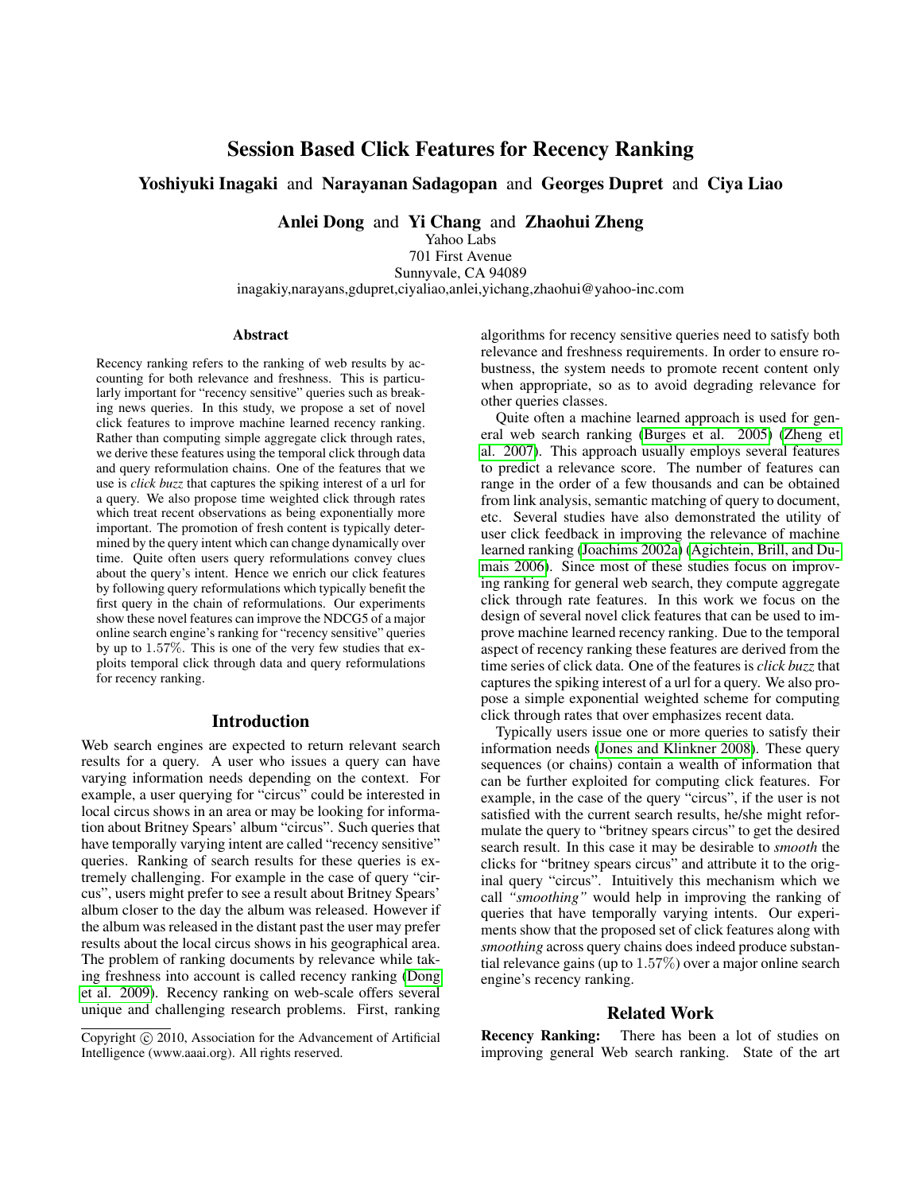# Session Based Click Features for Recency Ranking

**Yoshiyuki Inagaki** and **Narayanan Sadagopan** and **Georges Dupret** and **Ciya Liao**

**Anlei Dong** and **Yi Chang** and **Zhaohui Zheng**

Yahoo Labs
701 First Avenue
Sunnyvale, CA 94089
inagakiy,narayans,gdupret,ciyaliao,anlei,yichang,zhaohui@yahoo-inc.com

## Abstract

Recency ranking refers to the ranking of web results by accounting for both relevance and freshness. This is particularly important for "recency sensitive" queries such as breaking news queries. In this study, we propose a set of novel click features to improve machine learned recency ranking. Rather than computing simple aggregate click through rates, we derive these features using the temporal click through data and query reformulation chains. One of the features that we use is *click buzz* that captures the spiking interest of a url for a query. We also propose time weighted click through rates which treat recent observations as being exponentially more important. The promotion of fresh content is typically determined by the query intent which can change dynamically over time. Quite often users query reformulations convey clues about the query's intent. Hence we enrich our click features by following query reformulations which typically benefit the first query in the chain of reformulations. Our experiments show these novel features can improve the NDCG5 of a major online search engine's ranking for "recency sensitive" queries by up to $1.57\%$. This is one of the very few studies that exploits temporal click through data and query reformulations for recency ranking.

## Introduction

Web search engines are expected to return relevant search results for a query. A user who issues a query can have varying information needs depending on the context. For example, a user querying for "circus" could be interested in local circus shows in an area or may be looking for information about Britney Spears' album "circus". Such queries that have temporally varying intent are called "recency sensitive" queries. Ranking of search results for these queries is extremely challenging. For example in the case of query "circus", users might prefer to see a result about Britney Spears' album closer to the day the album was released. However if the album was released in the distant past the user may prefer results about the local circus shows in his geographical area. The problem of ranking documents by relevance while taking freshness into account is called recency ranking (Dong et al. 2009). Recency ranking on web-scale offers several unique and challenging research problems. First, ranking algorithms for recency sensitive queries need to satisfy both relevance and freshness requirements. In order to ensure robustness, the system needs to promote recent content only when appropriate, so as to avoid degrading relevance for other queries classes.

Quite often a machine learned approach is used for general web search ranking (Burges et al. 2005) (Zheng et al. 2007). This approach usually employs several features to predict a relevance score. The number of features can range in the order of a few thousands and can be obtained from link analysis, semantic matching of query to document, etc. Several studies have also demonstrated the utility of user click feedback in improving the relevance of machine learned ranking (Joachims 2002a) (Agichtein, Brill, and Dumais 2006). Since most of these studies focus on improving ranking for general web search, they compute aggregate click through rate features. In this work we focus on the design of several novel click features that can be used to improve machine learned recency ranking. Due to the temporal aspect of recency ranking these features are derived from the time series of click data. One of the features is *click buzz* that captures the spiking interest of a url for a query. We also propose a simple exponential weighted scheme for computing click through rates that over emphasizes recent data.

Typically users issue one or more queries to satisfy their information needs (Jones and Klinkner 2008). These query sequences (or chains) contain a wealth of information that can be further exploited for computing click features. For example, in the case of the query "circus", if the user is not satisfied with the current search results, he/she might reformulate the query to "britney spears circus" to get the desired search result. In this case it may be desirable to *smooth* the clicks for "britney spears circus" and attribute it to the original query "circus". Intuitively this mechanism which we call *"smoothing"* would help in improving the ranking of queries that have temporally varying intents. Our experiments show that the proposed set of click features along with *smoothing* across query chains does indeed produce substantial relevance gains (up to $1.57\%$) over a major online search engine's recency ranking.

## Related Work

**Recency Ranking:** There has been a lot of studies on improving general Web search ranking. State of the art

Copyright © 2010, Association for the Advancement of Artificial Intelligence (www.aaai.org). All rights reserved.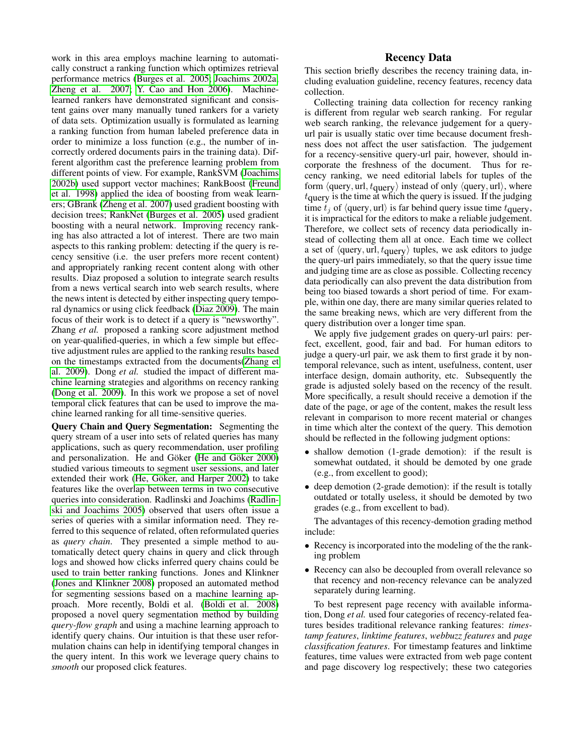work in this area employs machine learning to automatically construct a ranking function which optimizes retrieval performance metrics (Burges et al. 2005; Joachims 2002a; Zheng et al. 2007; Y. Cao and Hon 2006). Machine-learned rankers have demonstrated significant and consistent gains over many manually tuned rankers for a variety of data sets. Optimization usually is formulated as learning a ranking function from human labeled preference data in order to minimize a loss function (e.g., the number of incorrectly ordered documents pairs in the training data). Different algorithm cast the preference learning problem from different points of view. For example, RankSVM (Joachims 2002b) used support vector machines; RankBoost (Freund et al. 1998) applied the idea of boosting from weak learners; GBrank (Zheng et al. 2007) used gradient boosting with decision trees; RankNet (Burges et al. 2005) used gradient boosting with a neural network. Improving recency ranking has also attracted a lot of interest. There are two main aspects to this ranking problem: detecting if the query is recency sensitive (i.e. the user prefers more recent content) and appropriately ranking recent content along with other results. Diaz proposed a solution to integrate search results from a news vertical search into web search results, where the news intent is detected by either inspecting query temporal dynamics or using click feedback (Diaz 2009). The main focus of their work is to detect if a query is "newsworthy". Zhang *et al.* proposed a ranking score adjustment method on year-qualified-queries, in which a few simple but effective adjustment rules are applied to the ranking results based on the timestamps extracted from the documents(Zhang et al. 2009). Dong *et al.* studied the impact of different machine learning strategies and algorithms on recency ranking (Dong et al. 2009). In this work we propose a set of novel temporal click features that can be used to improve the machine learned ranking for all time-sensitive queries.

**Query Chain and Query Segmentation:** Segmenting the query stream of a user into sets of related queries has many applications, such as query recommendation, user profiling and personalization. He and Göker (He and Göker 2000) studied various timeouts to segment user sessions, and later extended their work (He, Göker, and Harper 2002) to take features like the overlap between terms in two consecutive queries into consideration. Radlinski and Joachims (Radlinski and Joachims 2005) observed that users often issue a series of queries with a similar information need. They referred to this sequence of related, often reformulated queries as *query chain*. They presented a simple method to automatically detect query chains in query and click through logs and showed how clicks inferred query chains could be used to train better ranking functions. Jones and Klinkner (Jones and Klinkner 2008) proposed an automated method for segmenting sessions based on a machine learning approach. More recently, Boldi et al. (Boldi et al. 2008) proposed a novel query segmentation method by building *query-flow graph* and using a machine learning approach to identify query chains. Our intuition is that these user reformulation chains can help in identifying temporal changes in the query intent. In this work we leverage query chains to *smooth* our proposed click features.

## Recency Data

This section briefly describes the recency training data, including evaluation guideline, recency features, recency data collection.

Collecting training data collection for recency ranking is different from regular web search ranking. For regular web search ranking, the relevance judgement for a query-url pair is usually static over time because document freshness does not affect the user satisfaction. The judgement for a recency-sensitive query-url pair, however, should incorporate the freshness of the document. Thus for recency ranking, we need editorial labels for tuples of the form $\langle \text{query}, \text{url}, t_{\text{query}} \rangle$ instead of only $\langle \text{query}, \text{url} \rangle$, where $t_{\text{query}}$ is the time at which the query is issued. If the judging time $t_j$ of $\langle \text{query}, \text{url} \rangle$ is far behind query issue time $t_{\text{query}}$, it is impractical for the editors to make a reliable judgement. Therefore, we collect sets of recency data periodically instead of collecting them all at once. Each time we collect a set of $\langle \text{query}, \text{url}, t_{\text{query}} \rangle$ tuples, we ask editors to judge the query-url pairs immediately, so that the query issue time and judging time are as close as possible. Collecting recency data periodically can also prevent the data distribution from being too biased towards a short period of time. For example, within one day, there are many similar queries related to the same breaking news, which are very different from the query distribution over a longer time span.

We apply five judgement grades on query-url pairs: perfect, excellent, good, fair and bad. For human editors to judge a query-url pair, we ask them to first grade it by non-temporal relevance, such as intent, usefulness, content, user interface design, domain authority, etc. Subsequently the grade is adjusted solely based on the recency of the result. More specifically, a result should receive a demotion if the date of the page, or age of the content, makes the result less relevant in comparison to more recent material or changes in time which alter the context of the query. This demotion should be reflected in the following judgment options:

- shallow demotion (1-grade demotion): if the result is somewhat outdated, it should be demoted by one grade (e.g., from excellent to good);
- deep demotion (2-grade demotion): if the result is totally outdated or totally useless, it should be demoted by two grades (e.g., from excellent to bad).

The advantages of this recency-demotion grading method include:

- Recency is incorporated into the modeling of the the ranking problem
- Recency can also be decoupled from overall relevance so that recency and non-recency relevance can be analyzed separately during learning.

To best represent page recency with available information, Dong *et al.* used four categories of recency-related features besides traditional relevance ranking features: *timestamp features*, *linktime features*, *webbuzz features* and *page classification features*. For timestamp features and linktime features, time values were extracted from web page content and page discovery log respectively; these two categories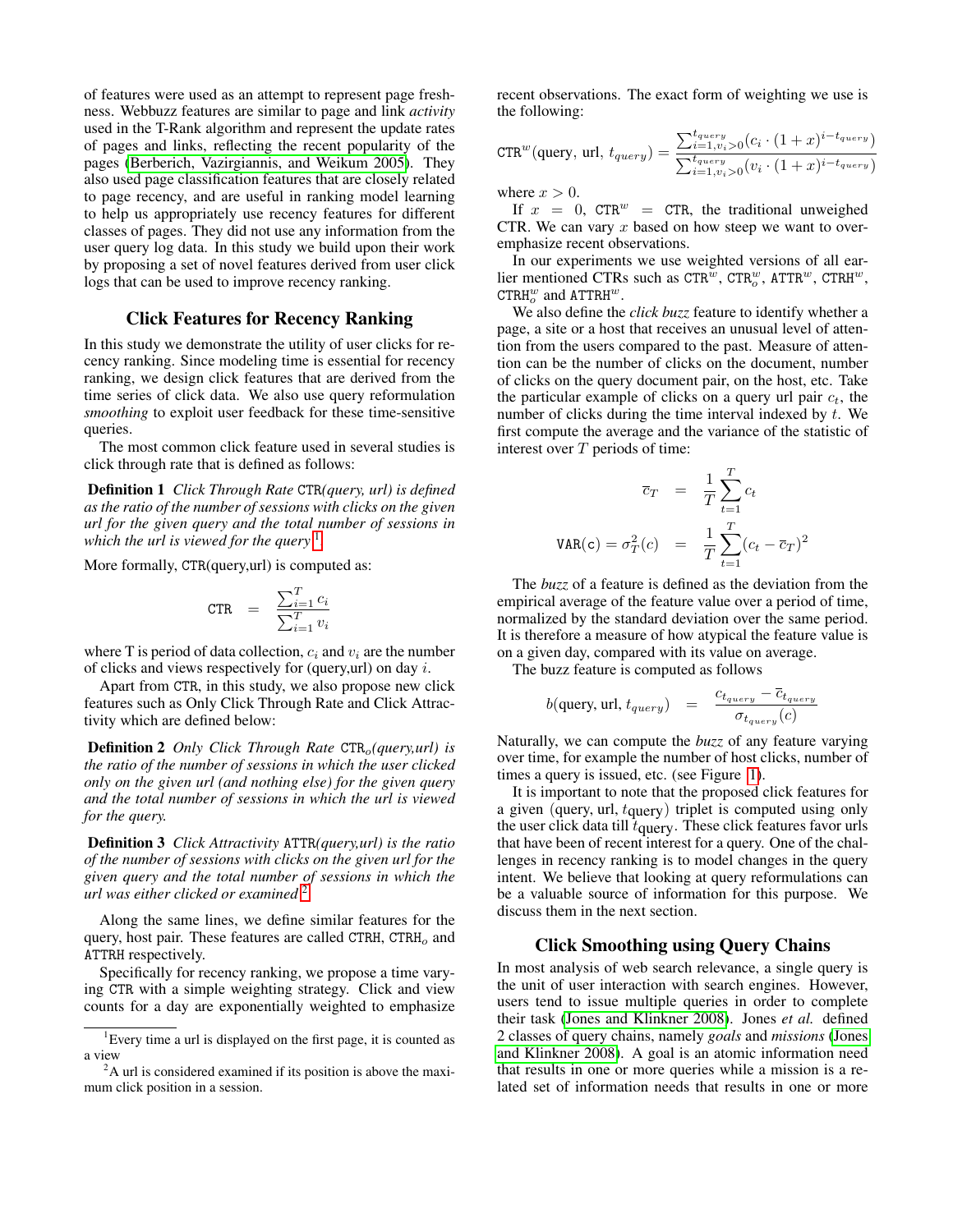of features were used as an attempt to represent page freshness. Webbuzz features are similar to page and link *activity* used in the T-Rank algorithm and represent the update rates of pages and links, reflecting the recent popularity of the pages (Berberich, Vazirgiannis, and Weikum 2005). They also used page classification features that are closely related to page recency, and are useful in ranking model learning to help us appropriately use recency features for different classes of pages. They did not use any information from the user query log data. In this study we build upon their work by proposing a set of novel features derived from user click logs that can be used to improve recency ranking.

## Click Features for Recency Ranking

In this study we demonstrate the utility of user clicks for recency ranking. Since modeling time is essential for recency ranking, we design click features that are derived from the time series of click data. We also use query reformulation *smoothing* to exploit user feedback for these time-sensitive queries.

The most common click feature used in several studies is click through rate that is defined as follows:

**Definition 1** *Click Through Rate* CTR*(query, url) is defined as the ratio of the number of sessions with clicks on the given url for the given query and the total number of sessions in which the url is viewed for the query* [1]*.*

More formally, CTR(query,url) is computed as:

$$\texttt{CTR} = \frac{\sum_{i=1}^{T} c_i}{\sum_{i=1}^{T} v_i}$$

where T is period of data collection, $c_i$ and $v_i$ are the number of clicks and views respectively for (query,url) on day $i$.

Apart from CTR, in this study, we also propose new click features such as Only Click Through Rate and Click Attractivity which are defined below:

**Definition 2** *Only Click Through Rate* $\texttt{CTR}_o$*(query,url) is the ratio of the number of sessions in which the user clicked only on the given url (and nothing else) for the given query and the total number of sessions in which the url is viewed for the query.*

**Definition 3** *Click Attractivity* ATTR*(query,url) is the ratio of the number of sessions with clicks on the given url for the given query and the total number of sessions in which the url was either clicked or examined* [2]*.*

Along the same lines, we define similar features for the query, host pair. These features are called CTRH, $\texttt{CTRH}_o$ and ATTRH respectively.

Specifically for recency ranking, we propose a time varying CTR with a simple weighting strategy. Click and view counts for a day are exponentially weighted to emphasize recent observations. The exact form of weighting we use is the following:

$$\texttt{CTR}^w(\text{query, url}, t_{query}) = \frac{\sum_{i=1, v_i>0}^{t_{query}} (c_i \cdot (1+x)^{i-t_{query}})}{\sum_{i=1, v_i>0}^{t_{query}} (v_i \cdot (1+x)^{i-t_{query}})}$$

where $x > 0$.

If $x = 0$, $\texttt{CTR}^w = \texttt{CTR}$, the traditional unweighed CTR. We can vary $x$ based on how steep we want to over-emphasize recent observations.

In our experiments we use weighted versions of all earlier mentioned CTRs such as $\texttt{CTR}^w$, $\texttt{CTR}_o^w$, $\texttt{ATTR}^w$, $\texttt{CTRH}^w$, $\texttt{CTRH}_o^w$ and $\texttt{ATTRH}^w$.

We also define the *click buzz* feature to identify whether a page, a site or a host that receives an unusual level of attention from the users compared to the past. Measure of attention can be the number of clicks on the document, number of clicks on the query document pair, on the host, etc. Take the particular example of clicks on a query url pair $c_t$, the number of clicks during the time interval indexed by $t$. We first compute the average and the variance of the statistic of interest over $T$ periods of time:

$$\bar{c}_T = \frac{1}{T}\sum_{t=1}^{T} c_t$$

$$\texttt{VAR(c)} = \sigma_T^2(c) = \frac{1}{T}\sum_{t=1}^{T}(c_t - \bar{c}_T)^2$$

The *buzz* of a feature is defined as the deviation from the empirical average of the feature value over a period of time, normalized by the standard deviation over the same period. It is therefore a measure of how atypical the feature value is on a given day, compared with its value on average.

The buzz feature is computed as follows

$$b(\text{query, url}, t_{query}) = \frac{c_{t_{query}} - \bar{c}_{t_{query}}}{\sigma_{t_{query}}(c)}$$

Naturally, we can compute the *buzz* of any feature varying over time, for example the number of host clicks, number of times a query is issued, etc. (see Figure 1).

It is important to note that the proposed click features for a given (query, url, $t_{\text{query}}$) triplet is computed using only the user click data till $t_{\text{query}}$. These click features favor urls that have been of recent interest for a query. One of the challenges in recency ranking is to model changes in the query intent. We believe that looking at query reformulations can be a valuable source of information for this purpose. We discuss them in the next section.

## Click Smoothing using Query Chains

In most analysis of web search relevance, a single query is the unit of user interaction with search engines. However, users tend to issue multiple queries in order to complete their task (Jones and Klinkner 2008). Jones *et al.* defined 2 classes of query chains, namely *goals* and *missions* (Jones and Klinkner 2008). A goal is an atomic information need that results in one or more queries while a mission is a related set of information needs that results in one or more

[1] Every time a url is displayed on the first page, it is counted as a view

[2] A url is considered examined if its position is above the maximum click position in a session.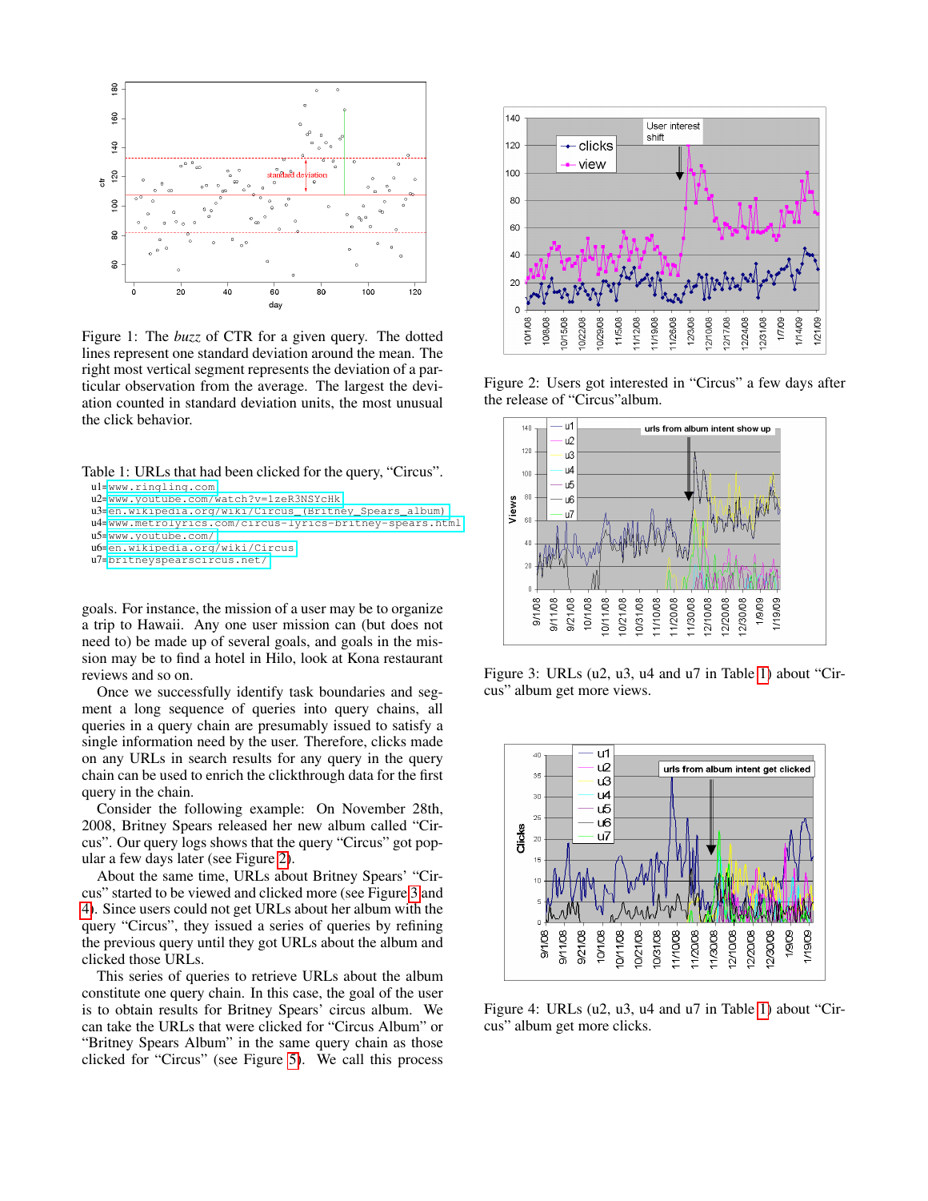Figure 1: The *buzz* of CTR for a given query. The dotted lines represent one standard deviation around the mean. The right most vertical segment represents the deviation of a particular observation from the average. The largest the deviation counted in standard deviation units, the most unusual the click behavior.

Table 1: URLs that had been clicked for the query, "Circus".

u1=www.ringling.com
u2=www.youtube.com/watch?v=1zeR3NSYcHk
u3=en.wikipedia.org/wiki/Circus_(Britney_Spears_album)
u4=www.metrolyrics.com/circus-lyrics-britney-spears.html
u5=www.youtube.com/
u6=en.wikipedia.org/wiki/Circus
u7=britneyspearscircus.net/

goals. For instance, the mission of a user may be to organize a trip to Hawaii. Any one user mission can (but does not need to) be made up of several goals, and goals in the mission may be to find a hotel in Hilo, look at Kona restaurant reviews and so on.

Once we successfully identify task boundaries and segment a long sequence of queries into query chains, all queries in a query chain are presumably issued to satisfy a single information need by the user. Therefore, clicks made on any URLs in search results for any query in the query chain can be used to enrich the clickthrough data for the first query in the chain.

Consider the following example: On November 28th, 2008, Britney Spears released her new album called "Circus". Our query logs shows that the query "Circus" got popular a few days later (see Figure 2).

About the same time, URLs about Britney Spears' "Circus" started to be viewed and clicked more (see Figure 3 and 4). Since users could not get URLs about her album with the query "Circus", they issued a series of queries by refining the previous query until they got URLs about the album and clicked those URLs.

This series of queries to retrieve URLs about the album constitute one query chain. In this case, the goal of the user is to obtain results for Britney Spears' circus album. We can take the URLs that were clicked for "Circus Album" or "Britney Spears Album" in the same query chain as those clicked for "Circus" (see Figure 5). We call this process

Figure 2: Users got interested in "Circus" a few days after the release of "Circus"album.

Figure 3: URLs (u2, u3, u4 and u7 in Table 1) about "Circus" album get more views.

Figure 4: URLs (u2, u3, u4 and u7 in Table 1) about "Circus" album get more clicks.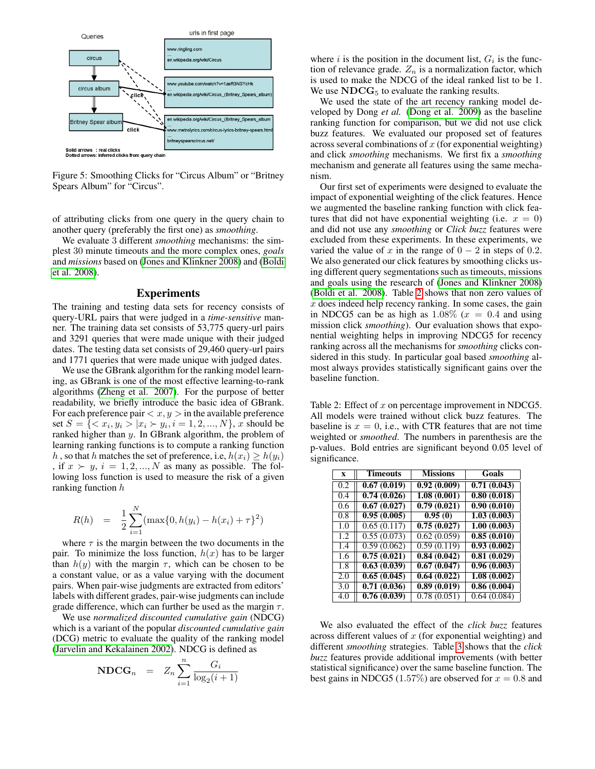Figure 5: Smoothing Clicks for "Circus Album" or "Britney Spears Album" for "Circus".

of attributing clicks from one query in the query chain to another query (preferably the first one) as *smoothing*.

We evaluate 3 different *smoothing* mechanisms: the simplest 30 minute timeouts and the more complex ones, *goals* and *missions* based on (Jones and Klinkner 2008) and (Boldi et al. 2008).

## Experiments

The training and testing data sets for recency consists of query-URL pairs that were judged in a *time-sensitive* manner. The training data set consists of 53,775 query-url pairs and 3291 queries that were made unique with their judged dates. The testing data set consists of 29,460 query-url pairs and 1771 queries that were made unique with judged dates.

We use the GBrank algorithm for the ranking model learning, as GBrank is one of the most effective learning-to-rank algorithms (Zheng et al. 2007). For the purpose of better readability, we briefly introduce the basic idea of GBrank. For each preference pair $< x, y >$ in the available preference set $S = \{< x_i, y_i > | x_i \succ y_i, i = 1, 2, ..., N\}$, $x$ should be ranked higher than $y$. In GBrank algorithm, the problem of learning ranking functions is to compute a ranking function $h$ , so that $h$ matches the set of preference, i.e, $h(x_i) \geq h(y_i)$ , if $x \succ y$, $i = 1, 2, ..., N$ as many as possible. The following loss function is used to measure the risk of a given ranking function $h$

$$R(h) = \frac{1}{2} \sum_{i=1}^{N} (\max\{0, h(y_i) - h(x_i) + \tau\}^2)$$

where $\tau$ is the margin between the two documents in the pair. To minimize the loss function, $h(x)$ has to be larger than $h(y)$ with the margin $\tau$, which can be chosen to be a constant value, or as a value varying with the document pairs. When pair-wise judgments are extracted from editors' labels with different grades, pair-wise judgments can include grade difference, which can further be used as the margin $\tau$.

We use *normalized discounted cumulative gain* (NDCG) which is a variant of the popular *discounted cumulative gain* (DCG) metric to evaluate the quality of the ranking model (Jarvelin and Kekalainen 2002). NDCG is defined as

$$\mathbf{NDCG}_n = Z_n \sum_{i=1}^{n} \frac{G_i}{\log_2(i+1)}$$

where $i$ is the position in the document list, $G_i$ is the function of relevance grade. $Z_n$ is a normalization factor, which is used to make the NDCG of the ideal ranked list to be 1. We use $\mathbf{NDCG}_5$ to evaluate the ranking results.

We used the state of the art recency ranking model developed by Dong *et al.* (Dong et al. 2009) as the baseline ranking function for comparison, but we did not use click buzz features. We evaluated our proposed set of features across several combinations of $x$ (for exponential weighting) and click *smoothing* mechanisms. We first fix a *smoothing* mechanism and generate all features using the same mechanism.

Our first set of experiments were designed to evaluate the impact of exponential weighting of the click features. Hence we augmented the baseline ranking function with click features that did not have exponential weighting (i.e. $x = 0$) and did not use any *smoothing* or *Click buzz* features were excluded from these experiments. In these experiments, we varied the value of $x$ in the range of $0 - 2$ in steps of $0.2$. We also generated our click features by smoothing clicks using different query segmentations such as timeouts, missions and goals using the research of (Jones and Klinkner 2008) (Boldi et al. 2008). Table 2 shows that non zero values of $x$ does indeed help recency ranking. In some cases, the gain in NDCG5 can be as high as $1.08\%$ ($x = 0.4$ and using mission click *smoothing*). Our evaluation shows that exponential weighting helps in improving NDCG5 for recency ranking across all the mechanisms for *smoothing* clicks considered in this study. In particular goal based *smoothing* almost always provides statistically significant gains over the baseline function.

Table 2: Effect of $x$ on percentage improvement in NDCG5. All models were trained without click buzz features. The baseline is $x = 0$, i.e., with CTR features that are not time weighted or *smoothed*. The numbers in parenthesis are the p-values. Bold entries are significant beyond 0.05 level of significance.

| x | Timeouts | Missions | Goals |
|---|---|---|---|
| 0.2 | **0.67 (0.019)** | **0.92 (0.009)** | **0.71 (0.043)** |
| 0.4 | **0.74 (0.026)** | **1.08 (0.001)** | **0.80 (0.018)** |
| 0.6 | **0.67 (0.027)** | **0.79 (0.021)** | **0.90 (0.010)** |
| 0.8 | **0.95 (0.005)** | **0.95 (0)** | **1.03 (0.003)** |
| 1.0 | 0.65 (0.117) | **0.75 (0.027)** | **1.00 (0.003)** |
| 1.2 | 0.55 (0.073) | 0.62 (0.059) | **0.85 (0.010)** |
| 1.4 | 0.59 (0.062) | 0.59 (0.119) | **0.93 (0.002)** |
| 1.6 | **0.75 (0.021)** | **0.84 (0.042)** | **0.81 (0.029)** |
| 1.8 | **0.63 (0.039)** | **0.67 (0.047)** | **0.96 (0.003)** |
| 2.0 | **0.65 (0.045)** | **0.64 (0.022)** | **1.08 (0.002)** |
| 3.0 | **0.71 (0.036)** | **0.89 (0.019)** | **0.86 (0.004)** |
| 4.0 | **0.76 (0.039)** | 0.78 (0.051) | 0.64 (0.084) |

We also evaluated the effect of the *click buzz* features across different values of $x$ (for exponential weighting) and different *smoothing* strategies. Table 3 shows that the *click buzz* features provide additional improvements (with better statistical significance) over the same baseline function. The best gains in NDCG5 ($1.57\%$) are observed for $x = 0.8$ and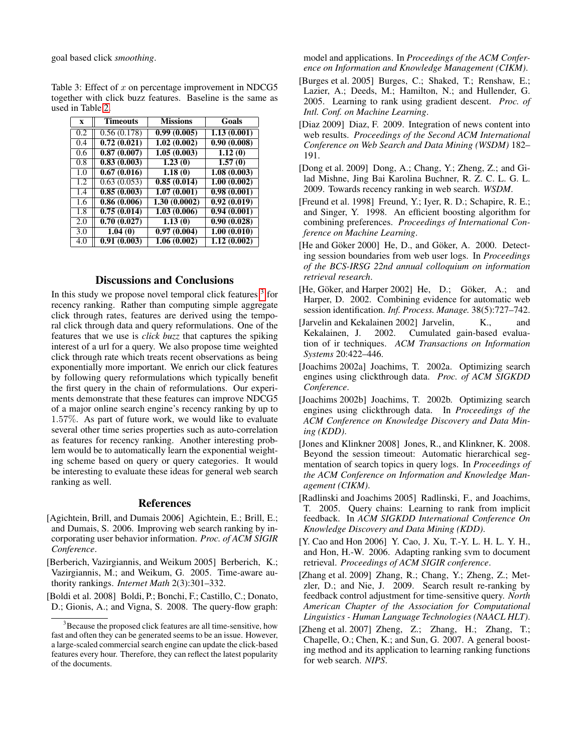goal based click *smoothing*.

Table 3: Effect of $x$ on percentage improvement in NDCG5 together with click buzz features. Baseline is the same as used in Table 2.

| x | Timeouts | Missions | Goals |
|---|---|---|---|
| 0.2 | 0.56 (0.178) | **0.99 (0.005)** | **1.13 (0.001)** |
| 0.4 | **0.72 (0.021)** | **1.02 (0.002)** | **0.90 (0.008)** |
| 0.6 | **0.87 (0.007)** | **1.05 (0.003)** | **1.12 (0)** |
| 0.8 | **0.83 (0.003)** | **1.23 (0)** | **1.57 (0)** |
| 1.0 | **0.67 (0.016)** | **1.18 (0)** | **1.08 (0.003)** |
| 1.2 | 0.63 (0.053) | **0.85 (0.014)** | **1.00 (0.002)** |
| 1.4 | **0.85 (0.003)** | **1.07 (0.001)** | **0.98 (0.001)** |
| 1.6 | **0.86 (0.006)** | **1.30 (0.0002)** | **0.92 (0.019)** |
| 1.8 | **0.75 (0.014)** | **1.03 (0.006)** | **0.94 (0.001)** |
| 2.0 | **0.70 (0.027)** | **1.13 (0)** | **0.90 (0.028)** |
| 3.0 | **1.04 (0)** | **0.97 (0.004)** | **1.00 (0.010)** |
| 4.0 | **0.91 (0.003)** | **1.06 (0.002)** | **1.12 (0.002)** |

## Discussions and Conclusions

In this study we propose novel temporal click features[3] for recency ranking. Rather than computing simple aggregate click through rates, features are derived using the temporal click through data and query reformulations. One of the features that we use is *click buzz* that captures the spiking interest of a url for a query. We also propose time weighted click through rate which treats recent observations as being exponentially more important. We enrich our click features by following query reformulations which typically benefit the first query in the chain of reformulations. Our experiments demonstrate that these features can improve NDCG5 of a major online search engine's recency ranking by up to $1.57\%$. As part of future work, we would like to evaluate several other time series properties such as auto-correlation as features for recency ranking. Another interesting problem would be to automatically learn the exponential weighting scheme based on query or query categories. It would be interesting to evaluate these ideas for general web search ranking as well.

[3] Because the proposed click features are all time-sensitive, how fast and often they can be generated seems to be an issue. However, a large-scaled commercial search engine can update the click-based features every hour. Therefore, they can reflect the latest popularity of the documents.

## References

[Agichtein, Brill, and Dumais 2006] Agichtein, E.; Brill, E.; and Dumais, S. 2006. Improving web search ranking by incorporating user behavior information. *Proc. of ACM SIGIR Conference*.

[Berberich, Vazirgiannis, and Weikum 2005] Berberich, K.; Vazirgiannis, M.; and Weikum, G. 2005. Time-aware authority rankings. *Internet Math* 2(3):301–332.

[Boldi et al. 2008] Boldi, P.; Bonchi, F.; Castillo, C.; Donato, D.; Gionis, A.; and Vigna, S. 2008. The query-flow graph: model and applications. In *Proceedings of the ACM Conference on Information and Knowledge Management (CIKM)*.

[Burges et al. 2005] Burges, C.; Shaked, T.; Renshaw, E.; Lazier, A.; Deeds, M.; Hamilton, N.; and Hullender, G. 2005. Learning to rank using gradient descent. *Proc. of Intl. Conf. on Machine Learning*.

[Diaz 2009] Diaz, F. 2009. Integration of news content into web results. *Proceedings of the Second ACM International Conference on Web Search and Data Mining (WSDM)* 182–191.

[Dong et al. 2009] Dong, A.; Chang, Y.; Zheng, Z.; and Gilad Mishne, Jing Bai Karolina Buchner, R. Z. C. L. G. L. 2009. Towards recency ranking in web search. *WSDM*.

[Freund et al. 1998] Freund, Y.; Iyer, R. D.; Schapire, R. E.; and Singer, Y. 1998. An efficient boosting algorithm for combining preferences. *Proceedings of International Conference on Machine Learning*.

[He and Göker 2000] He, D., and Göker, A. 2000. Detecting session boundaries from web user logs. In *Proceedings of the BCS-IRSG 22nd annual colloquium on information retrieval research*.

[He, Göker, and Harper 2002] He, D.; Göker, A.; and Harper, D. 2002. Combining evidence for automatic web session identification. *Inf. Process. Manage.* 38(5):727–742.

[Jarvelin and Kekalainen 2002] Jarvelin, K., and Kekalainen, J. 2002. Cumulated gain-based evaluation of ir techniques. *ACM Transactions on Information Systems* 20:422–446.

[Joachims 2002a] Joachims, T. 2002a. Optimizing search engines using clickthrough data. *Proc. of ACM SIGKDD Conference*.

[Joachims 2002b] Joachims, T. 2002b. Optimizing search engines using clickthrough data. In *Proceedings of the ACM Conference on Knowledge Discovery and Data Mining (KDD)*.

[Jones and Klinkner 2008] Jones, R., and Klinkner, K. 2008. Beyond the session timeout: Automatic hierarchical segmentation of search topics in query logs. In *Proceedings of the ACM Conference on Information and Knowledge Management (CIKM)*.

[Radlinski and Joachims 2005] Radlinski, F., and Joachims, T. 2005. Query chains: Learning to rank from implicit feedback. In *ACM SIGKDD International Conference On Knowledge Discovery and Data Mining (KDD)*.

[Y. Cao and Hon 2006] Y. Cao, J. Xu, T.-Y. L. H. L. Y. H., and Hon, H.-W. 2006. Adapting ranking svm to document retrieval. *Proceedings of ACM SIGIR conference*.

[Zhang et al. 2009] Zhang, R.; Chang, Y.; Zheng, Z.; Metzler, D.; and Nie, J. 2009. Search result re-ranking by feedback control adjustment for time-sensitive query. *North American Chapter of the Association for Computational Linguistics - Human Language Technologies (NAACL HLT)*.

[Zheng et al. 2007] Zheng, Z.; Zhang, H.; Zhang, T.; Chapelle, O.; Chen, K.; and Sun, G. 2007. A general boosting method and its application to learning ranking functions for web search. *NIPS*.